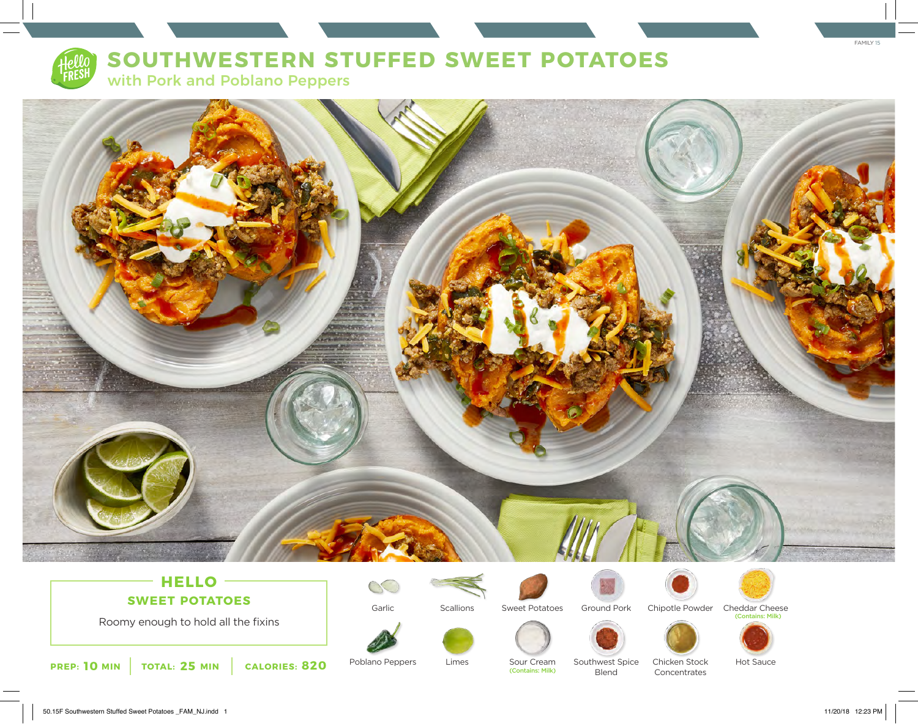# SOUTHWESTERN STUFFED SWEET POTATOES

## with Pork and Poblano Peppers

## HELLO

### SWEET POTATOES

Roomy enough to hold all the fixins

**PREP: 10 MIN** | **TOTAL: 25 MIN** | **CALORIES: 820**

- Garlic
- Scallions
- Sweet Potatoes
- Ground Pork
- Chipotle Powder
- Cheddar Cheese (Contains: Milk)
- Poblano Peppers
- Limes
- Sour Cream (Contains: Milk)
- Southwest Spice Blend
- Chicken Stock Concentrates
- Hot Sauce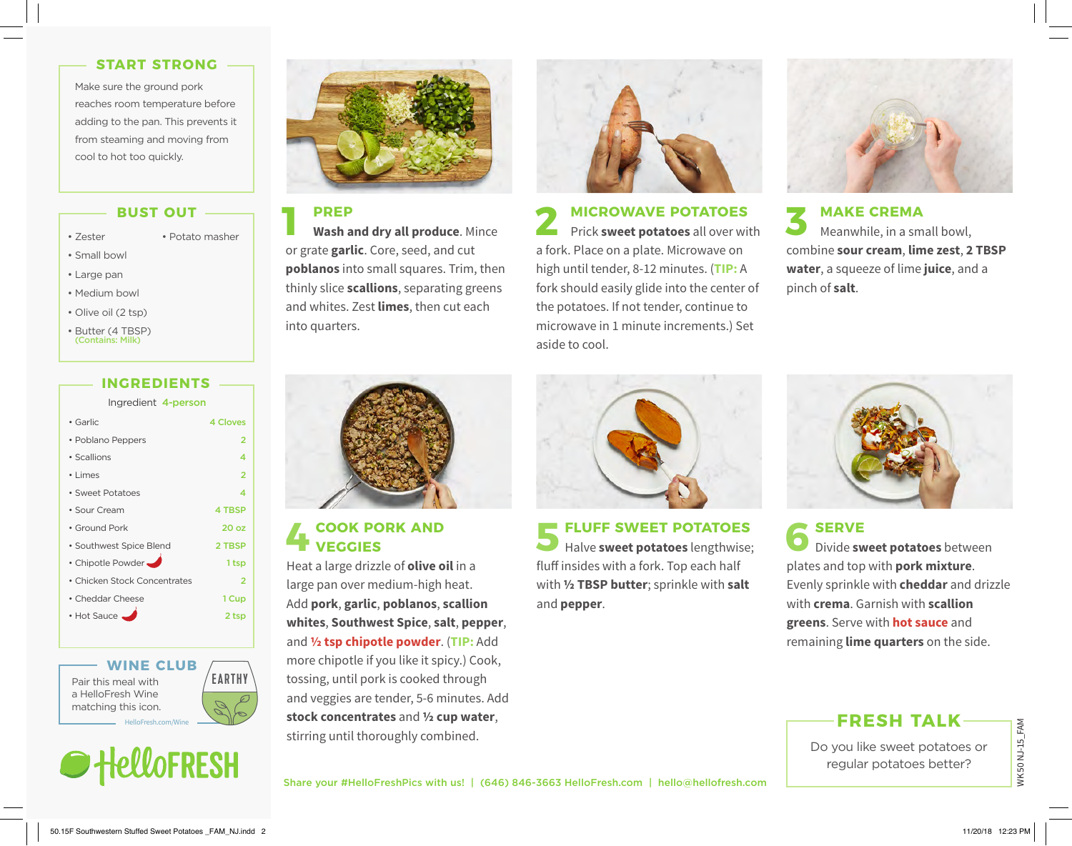## START STRONG

Make sure the ground pork reaches room temperature before adding to the pan. This prevents it from steaming and moving from cool to hot too quickly.

## BUST OUT

- Zester
- Potato masher
- Small bowl
- Large pan
- Medium bowl
- Olive oil (2 tsp)
- Butter (4 TBSP) (Contains: Milk)

## INGREDIENTS

| Ingredient | 4-person |
|---|---|
| Garlic | 4 Cloves |
| Poblano Peppers | 2 |
| Scallions | 4 |
| Limes | 2 |
| Sweet Potatoes | 4 |
| Sour Cream | 4 TBSP |
| Ground Pork | 20 oz |
| Southwest Spice Blend | 2 TBSP |
| Chipotle Powder | 1 tsp |
| Chicken Stock Concentrates | 2 |
| Cheddar Cheese | 1 Cup |
| Hot Sauce | 2 tsp |

## WINE CLUB

Pair this meal with a HelloFresh Wine matching this icon.

EARTHY

HelloFresh.com/Wine

HelloFRESH

## 1 PREP

**Wash and dry all produce**. Mince or grate **garlic**. Core, seed, and cut **poblanos** into small squares. Trim, then thinly slice **scallions**, separating greens and whites. Zest **limes**, then cut each into quarters.

## 2 MICROWAVE POTATOES

Prick **sweet potatoes** all over with a fork. Place on a plate. Microwave on high until tender, 8-12 minutes. (**TIP:** A fork should easily glide into the center of the potatoes. If not tender, continue to microwave in 1 minute increments.) Set aside to cool.

## 3 MAKE CREMA

Meanwhile, in a small bowl, combine **sour cream**, **lime zest**, **2 TBSP water**, a squeeze of lime **juice**, and a pinch of **salt**.

## 4 COOK PORK AND VEGGIES

Heat a large drizzle of **olive oil** in a large pan over medium-high heat. Add **pork**, **garlic**, **poblanos**, **scallion whites**, **Southwest Spice**, **salt**, **pepper**, and **½ tsp chipotle powder**. (**TIP:** Add more chipotle if you like it spicy.) Cook, tossing, until pork is cooked through and veggies are tender, 5-6 minutes. Add **stock concentrates** and **½ cup water**, stirring until thoroughly combined.

## 5 FLUFF SWEET POTATOES

Halve **sweet potatoes** lengthwise; fluff insides with a fork. Top each half with **½ TBSP butter**; sprinkle with **salt** and **pepper**.

## 6 SERVE

Divide **sweet potatoes** between plates and top with **pork mixture**. Evenly sprinkle with **cheddar** and drizzle with **crema**. Garnish with **scallion greens**. Serve with **hot sauce** and remaining **lime quarters** on the side.

## FRESH TALK

Do you like sweet potatoes or regular potatoes better?

WK50 NJ-15_FAM

Share your #HelloFreshPics with us! | (646) 846-3663 HelloFresh.com | hello@hellofresh.com